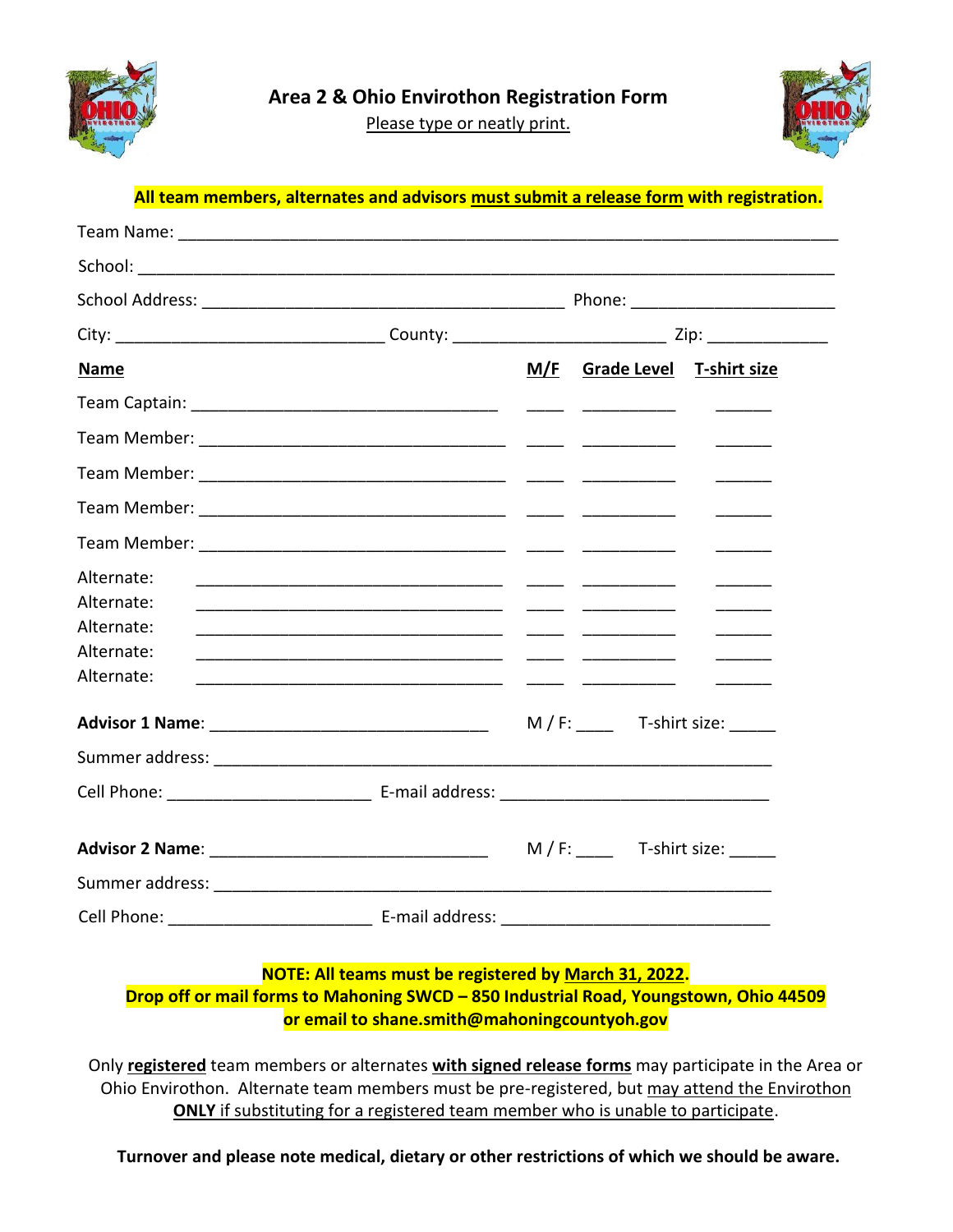# Area 2 & Ohio Envirothon Registration Form

Please type or neatly print.

**All team members, alternates and advisors must submit a release form with registration.**

Team Name: ___________________________________________________________________________

School: ______________________________________________________________________________

School Address: ________________________________________ Phone: ______________________

City: _____________________________ County: _______________________ Zip: _____________

| Name | M/F | Grade Level | T-shirt size |
|---|---|---|---|
| Team Captain: _______________________________ | ____ | __________ | ______ |
| Team Member: _______________________________ | ____ | __________ | ______ |
| Team Member: _______________________________ | ____ | __________ | ______ |
| Team Member: _______________________________ | ____ | __________ | ______ |
| Team Member: _______________________________ | ____ | __________ | ______ |
| Alternate: _______________________________ | ____ | __________ | ______ |
| Alternate: _______________________________ | ____ | __________ | ______ |
| Alternate: _______________________________ | ____ | __________ | ______ |
| Alternate: _______________________________ | ____ | __________ | ______ |
| Alternate: _______________________________ | ____ | __________ | ______ |

**Advisor 1 Name**: ______________________________ M / F: ____ T-shirt size: _____

Summer address: ______________________________________________________________

Cell Phone: ______________________ E-mail address: ____________________________

**Advisor 2 Name**: ______________________________ M / F: ____ T-shirt size: _____

Summer address: ______________________________________________________________

Cell Phone: ______________________ E-mail address: ____________________________

**NOTE: All teams must be registered by March 31, 2022.**
**Drop off or mail forms to Mahoning SWCD – 850 Industrial Road, Youngstown, Ohio 44509**
**or email to shane.smith@mahoningcountyoh.gov**

Only **registered** team members or alternates **with signed release forms** may participate in the Area or Ohio Envirothon. Alternate team members must be pre-registered, but may attend the Envirothon **ONLY** if substituting for a registered team member who is unable to participate.

**Turnover and please note medical, dietary or other restrictions of which we should be aware.**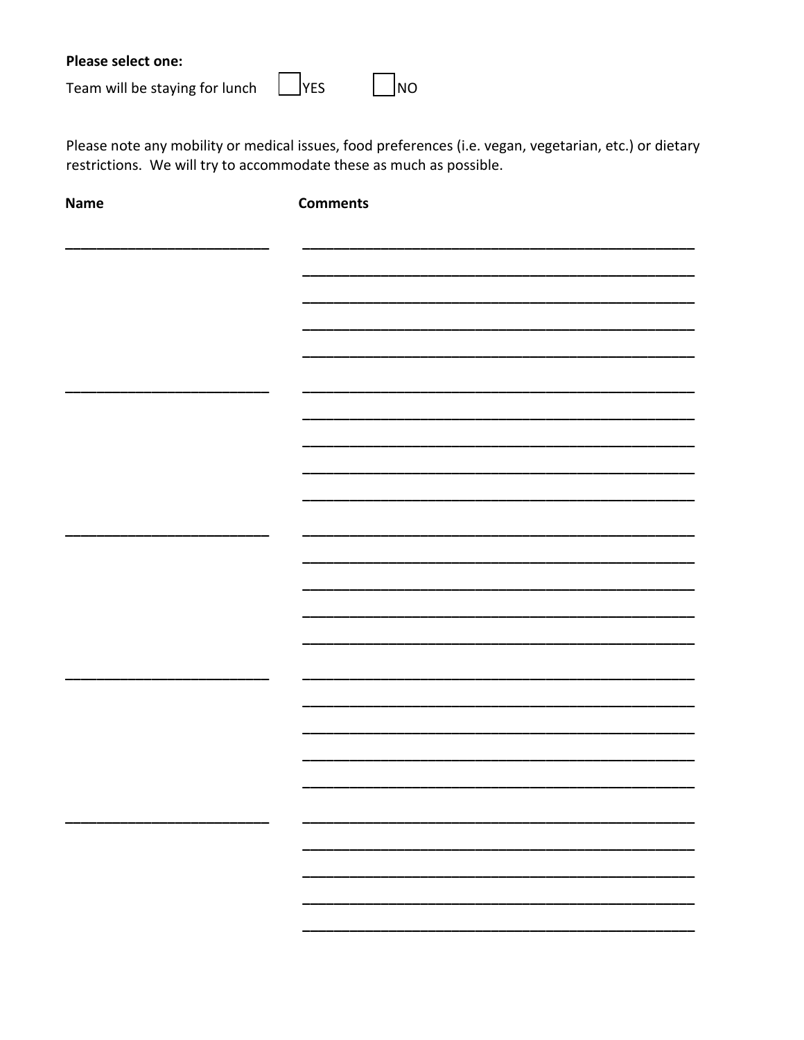**Please select one:**

Team will be staying for lunch ☐ YES ☐ NO

Please note any mobility or medical issues, food preferences (i.e. vegan, vegetarian, etc.) or dietary restrictions. We will try to accommodate these as much as possible.

| Name | Comments |
| --- | --- |
| ___________________________ | ___________________________________________________ |
| | ___________________________________________________ |
| | ___________________________________________________ |
| | ___________________________________________________ |
| | ___________________________________________________ |
| ___________________________ | ___________________________________________________ |
| | ___________________________________________________ |
| | ___________________________________________________ |
| | ___________________________________________________ |
| | ___________________________________________________ |
| ___________________________ | ___________________________________________________ |
| | ___________________________________________________ |
| | ___________________________________________________ |
| | ___________________________________________________ |
| | ___________________________________________________ |
| ___________________________ | ___________________________________________________ |
| | ___________________________________________________ |
| | ___________________________________________________ |
| | ___________________________________________________ |
| | ___________________________________________________ |
| ___________________________ | ___________________________________________________ |
| | ___________________________________________________ |
| | ___________________________________________________ |
| | ___________________________________________________ |
| | ___________________________________________________ |